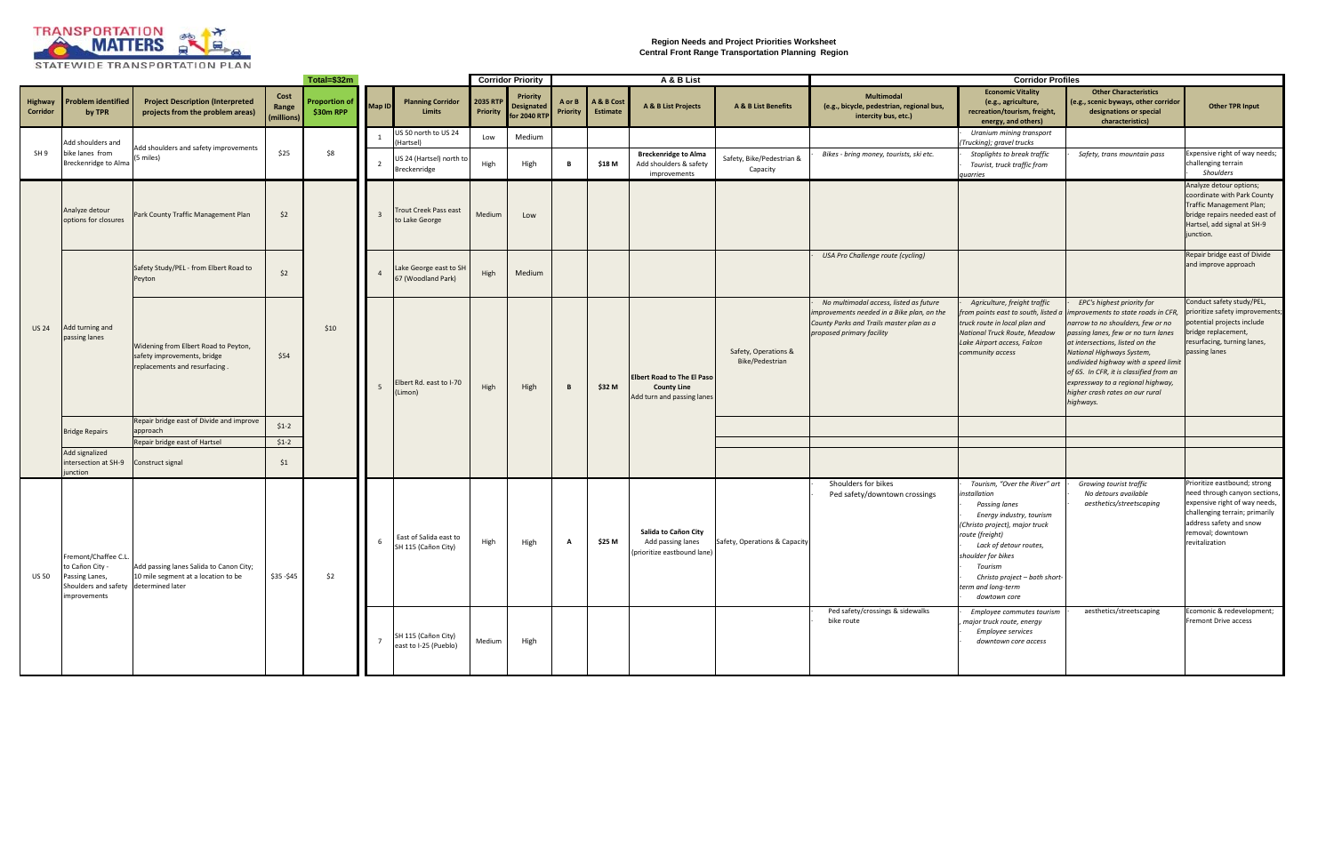TRANSPORTATION MATTERS
STATEWIDE TRANSPORTATION PLAN

# Region Needs and Project Priorities Worksheet
## Central Front Range Transportation Planning Region

| Highway Corridor | Problem identified by TPR | Project Description (Interpreted projects from the problem areas) | Cost Range (millions) | Proportion of $30m RPP (Total=$32m) | Map ID | Planning Corridor Limits | Corridor Priority: 2035 RTP Priority | Corridor Priority: Priority Designated for 2040 RTP | A & B List: A or B Priority | A & B List: A & B Cost Estimate | A & B List: A & B List Projects | A & B List: A & B List Benefits | Corridor Profiles: Multimodal (e.g., bicycle, pedestrian, regional bus, intercity bus, etc.) | Corridor Profiles: Economic Vitality (e.g., agriculture, recreation/tourism, freight, energy, and others) | Corridor Profiles: Other Characteristics (e.g., scenic byways, other corridor designations or special characteristics) | Other TPR Input |
|---|---|---|---|---|---|---|---|---|---|---|---|---|---|---|---|---|
| SH 9 | Add shoulders and bike lanes from Breckenridge to Alma | Add shoulders and safety improvements (5 miles) | $25 | $8 | 1 | US 50 north to US 24 (Hartsel) | Low | Medium | | | | | | - Uranium mining transport (Trucking); gravel trucks | | |
| | | | | | 2 | US 24 (Hartsel) north to Breckenridge | High | High | B | $18 M | Breckenridge to Alma Add shoulders & safety improvements | Safety, Bike/Pedestrian & Capacity | - Bikes - bring money, tourists, ski etc. | - Stoplights to break traffic - Tourist, truck traffic from quarries | - Safety, trans mountain pass | Expensive right of way needs; challenging terrain - Shoulders |
| US 24 | Analyze detour options for closures | Park County Traffic Management Plan | $2 | $10 | 3 | Trout Creek Pass east to Lake George | Medium | Low | | | | | | | | Analyze detour options; coordinate with Park County Traffic Management Plan; bridge repairs needed east of Hartsel, add signal at SH-9 junction. |
| | Add turning and passing lanes | Safety Study/PEL - from Elbert Road to Peyton | $2 | | 4 | Lake George east to SH 67 (Woodland Park) | High | Medium | | | | | - USA Pro Challenge route (cycling) | | | Repair bridge east of Divide and improve approach |
| | | Widening from Elbert Road to Peyton, safety improvements, bridge replacements and resurfacing . | $54 | | 5 | Elbert Rd. east to I-70 (Limon) | High | High | B | $32 M | Elbert Road to The El Paso County Line Add turn and passing lanes | Safety, Operations & Bike/Pedestrian | - No multimodal access, listed as future improvements needed in a Bike plan, on the County Parks and Trails master plan as a proposed primary facility | - Agriculture, freight traffic from points east to south, listed a truck route in local plan and National Truck Route, Meadow Lake Airport access, Falcon community access | - EPC's highest priority for improvements to state roads in CFR, narrow to no shoulders, few or no passing lanes, few or no turn lanes at intersections, listed on the National Highways System, undivided highway with a speed limit of 65. In CFR, it is classified from an expressway to a regional highway, higher crash rates on our rural highways. | Conduct safety study/PEL, prioritize safety improvements; potential projects include bridge replacement, resurfacing, turning lanes, passing lanes |
| | Bridge Repairs | Repair bridge east of Divide and improve approach | $1-2 | | | | | | | | | | | | | |
| | | Repair bridge east of Hartsel | $1-2 | | | | | | | | | | | | | |
| | Add signalized intersection at SH-9 junction | Construct signal | $1 | | | | | | | | | | | | | |
| US 50 | Fremont/Chaffee C.L. to Cañon City - Passing Lanes, Shoulders and safety improvements | Add passing lanes Salida to Canon City; 10 mile segment at a location to be determined later | $35 -$45 | $2 | 6 | East of Salida east to SH 115 (Cañon City) | High | High | A | $25 M | Salida to Cañon City Add passing lanes (prioritize eastbound lane) | Safety, Operations & Capacity | - Shoulders for bikes - Ped safety/downtown crossings | - Tourism, "Over the River" art installation - Passing lanes - Energy industry, tourism (Christo project), major truck route (freight) - Lack of detour routes, shoulder for bikes - Tourism - Christo project – both short-term and long-term - dowtown core | - Growing tourist traffic - No detours available - aesthetics/streetscaping | Prioritize eastbound; strong need through canyon sections, expensive right of way needs, challenging terrain; primarily address safety and snow removal; downtown revitalization |
| | | | | | 7 | SH 115 (Cañon City) east to I-25 (Pueblo) | Medium | High | | | | | - Ped safety/crossings & sidewalks - bike route | - Employee commutes tourism , major truck route, energy - Employee services - downtown core access | - aesthetics/streetscaping | Ecomonic & redevelopment; Fremont Drive access |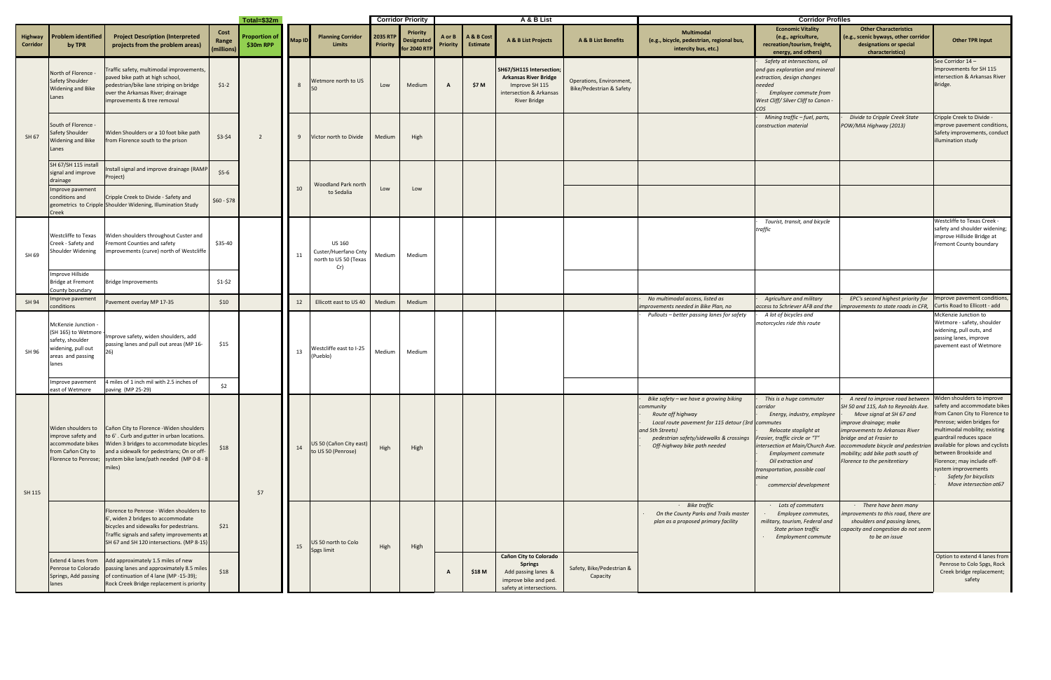| Highway Corridor | Problem identified by TPR | Project Description (Interpreted projects from the problem areas) | Cost Range (millions) | Total=$32m Proportion of $30m RPP | Map ID | Planning Corridor Limits | Corridor Priority 2035 RTP Priority | Priority Designated for 2040 RTP | A & B List A or B Priority | A & B Cost Estimate | A & B List Projects | A & B List Benefits | Corridor Profiles Multimodal (e.g., bicycle, pedestrian, regional bus, intercity bus, etc.) | Economic Vitality (e.g., agriculture, recreation/tourism, freight, energy, and others) | Other Characteristics (e.g., scenic byways, other corridor designations or special characteristics) | Other TPR Input |
|---|---|---|---|---|---|---|---|---|---|---|---|---|---|---|---|---|
| SH 67 | North of Florence - Safety Shoulder Widening and Bike Lanes | Traffic safety, multimodal improvements, paved bike path at high school, pedestrian/bike lane striping on bridge over the Arkansas River; drainage improvements & tree removal | $1-2 | 2 | 8 | Wetmore north to US 50 | Low | Medium | A | $7 M | SH67/SH115 Intersection; Arkansas River Bridge Improve SH 115 intersection & Arkansas River Bridge | Operations, Environment, Bike/Pedestrian & Safety | | - Safety at intersections, oil and gas exploration and mineral extraction, design changes needed - Employee commute from West Cliff/ Silver Cliff to Canon - COS | | See Corridor 14 – Improvements for SH 115 intersection & Arkansas River Bridge. |
| | South of Florence - Safety Shoulder Widening and Bike Lanes | Widen Shoulders or a 10 foot bike path from Florence south to the prison | $3-$4 | | 9 | Victor north to Divide | Medium | High | | | | | | - Mining traffic – fuel, parts, construction material | - Divide to Cripple Creek State POW/MIA Highway (2013) | Cripple Creek to Divide - improve pavement conditions, Safety improvements, conduct illumination study |
| | SH 67/SH 115 install signal and improve drainage | Install signal and improve drainage (RAMP Project) | $5-6 | | 10 | Woodland Park north to Sedalia | Low | Low | | | | | | | | |
| | Improve pavement conditions and geometrics to Cripple Creek | Cripple Creek to Divide - Safety and Shoulder Widening, Illumination Study | $60 - $78 | | | | | | | | | | | | | |
| SH 69 | Westcliffe to Texas Creek - Safety and Shoulder Widening | Widen shoulders throughout Custer and Fremont Counties and safety improvements (curve) north of Westcliffe | $35-40 | | 11 | US 160 Custer/Huerfano Cnty north to US 50 (Texas Cr) | Medium | Medium | | | | | | - Tourist, transit, and bicycle traffic | | Westcliffe to Texas Creek - safety and shoulder widening; improve Hillside Bridge at Fremont County boundary |
| | Improve Hillside Bridge at Fremont County boundary | Bridge Improvements | $1-$2 | | | | | | | | | | | | | |
| SH 94 | Improve pavement conditions | Pavement overlay MP 17-35 | $10 | | 12 | Ellicott east to US 40 | Medium | Medium | | | | | - No multimodal access, listed as improvements needed in Bike Plan, no | - Agriculture and military access to Schriever AFB and the | - EPC's second highest priority for improvements to state roads in CFR, | Improve pavement conditions, Curtis Road to Ellicott - add |
| SH 96 | McKenzie Junction - (SH 165) to Wetmore - safety, shoulder widening, pull out areas and passing lanes | Improve safety, widen shoulders, add passing lanes and pull out areas (MP 16-26) | $15 | | 13 | Westcliffe east to I-25 (Pueblo) | Medium | Medium | | | | | - Pullouts – better passing lanes for safety | - A lot of bicycles and motorcycles ride this route | | McKenzie Junction to Wetmore - safety, shoulder widening, pull outs, and passing lanes, improve pavement east of Wetmore |
| | Improve pavement east of Wetmore | 4 miles of 1 inch mil with 2.5 inches of paving (MP 25-29) | $2 | | | | | | | | | | | | | |
| SH 115 | Widen shoulders to improve safety and accommodate bikes from Cañon City to Florence to Penrose; | Cañon City to Florence -Widen shoulders to 6'. Curb and gutter in urban locations. Widen 3 bridges to accommodate bicycles and a sidewalk for pedestrians; On or off-system bike lane/path needed (MP 0-8 - 8 miles) | $18 | $7 | 14 | US 50 (Cañon City east) to US 50 (Penrose) | High | High | | | | | - Bike safety – we have a growing biking community - Route off highway - Local route pavement for 115 detour (3rd and 5th Streets) - pedestrian safety/sidewalks & crossings - Off-highway bike path needed | - This is a huge commuter corridor - Energy, industry, employee commutes - Relocate stoplight at Frasier, traffic circle or "T" intersection at Main/Church Ave. - Employment commute - Oil extraction and transportation, possible coal mine - commercial development | - A need to improve road between SH 50 and 115, Ash to Reynolds Ave. - Move signal at SH 67 and improve drainage; make improvements to Arkansas River bridge and at Frasier to accommodate bicycle and pedestrian mobility; add bike path south of Florence to the penitentiary | Widen shoulders to improve safety and accommodate bikes from Canon City to Florence to Penrose; widen bridges for multimodal mobility; existing guardrail reduces space available for plows and cyclists between Brookside and Florence; may include off-system improvements - Safety for bicyclists - Move intersection at67 |
| | | Florence to Penrose - Widen shoulders to 6', widen 2 bridges to accommodate bicycles and sidewalks for pedestrians. Traffic signals and safety improvements at SH 67 and SH 120 intersections. (MP 8-15) | $21 | | 15 | US 50 north to Colo Spgs limit | High | High | | | | | - Bike traffic - On the County Parks and Trails master plan as a proposed primary facility | - Lots of commuters - Employee commutes, military, tourism, Federal and State prison traffic - Employment commute | - There have been many improvements to this road, there are shoulders and passing lanes, capacity and congestion do not seem to be an issue | |
| | Extend 4 lanes from Penrose to Colorado Springs, Add passing lanes | Add approximately 1.5 miles of new passing lanes and approximately 8.5 miles of continuation of 4 lane (MP -15-39); Rock Creek Bridge replacement is priority | $18 | | | | | | A | $18 M | Cañon City to Colorado Springs Add passing lanes & improve bike and ped. safety at intersections. | Safety, Bike/Pedestrian & Capacity | | | | Option to extend 4 lanes from Penrose to Colo Spgs, Rock Creek bridge replacement; safety |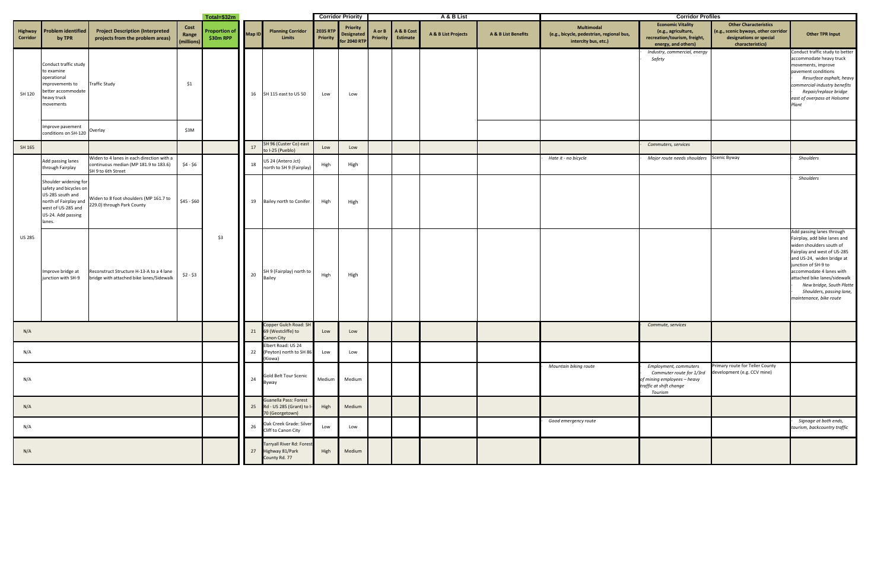| | | | | Total=$32m | | | Corridor Priority | | A & B List | | | | Corridor Profiles | | | |
|---|---|---|---|---|---|---|---|---|---|---|---|---|---|---|---|---|
| Highway Corridor | Problem identified by TPR | Project Description (Interpreted projects from the problem areas) | Cost Range (millions) | Proportion of $30m RPP | Map ID | Planning Corridor Limits | 2035 RTP Priority | Priority Designated for 2040 RTP | A or B Priority | A & B Cost Estimate | A & B List Projects | A & B List Benefits | Multimodal (e.g., bicycle, pedestrian, regional bus, intercity bus, etc.) | Economic Vitality (e.g., agriculture, recreation/tourism, freight, energy, and others) | Other Characteristics (e.g., scenic byways, other corridor designations or special characteristics) | Other TPR Input |
| SH 120 | Conduct traffic study to examine operational improvements to better accommodate heavy truck movements | Traffic Study | $1 | | 16 | SH 115 east to US 50 | Low | Low | | | | | | · Industry, commercial, energy<br>· Safety | | Conduct traffic study to better accommodate heavy truck movements, improve pavement conditions<br>· Resurface asphalt, heavy commercial-industry benefits<br>· Repair/replace bridge east of overpass at Holsame Plant |
| | Improve pavement conditions on SH-120 | Overlay | $3M | | | | | | | | | | | | | |
| SH 165 | | | | | 17 | SH 96 (Custer Co) east to I-25 (Pueblo) | Low | Low | | | | | | · Commuters, services | | |
| US 285 | Add passing lanes through Fairplay | Widen to 4 lanes in each direction with a continuous median (MP 181.9 to 183.6) SH 9 to 6th Street | $4 - $6 | $3 | 18 | US 24 (Antero Jct) north to SH 9 (Fairplay) | High | High | | | | | · Hate it - no bicycle | · Major route needs shoulders | Scenic Byway | · Shoulders |
| | Shoulder widening for safety and bicycles on US-285 south and north of Fairplay and west of US-285 and US-24. Add passing lanes. | Widen to 8 foot shoulders (MP 161.7 to 229.0) through Park County | $45 - $60 | | 19 | Bailey north to Conifer | High | High | | | | | | | | · Shoulders |
| | Improve bridge at junction with SH-9 | Reconstruct Structure H-13-A to a 4 lane bridge with attached bike lanes/Sidewalk | $2 - $3 | | 20 | SH 9 (Fairplay) north to Bailey | High | High | | | | | | | | Add passing lanes through Fairplay, add bike lanes and widen shoulders south of Fairplay and west of US-285 and US-24, widen bridge at junction of SH-9 to accommodate 4 lanes with attached bike lanes/sidewalk<br>· New bridge, South Platte<br>· Shoulders, passing lane, maintenance, bike route |
| N/A | | | | | 21 | Copper Gulch Road: SH 69 (Westcliffe) to Canon City | Low | Low | | | | | | · Commute, services | | |
| N/A | | | | | 22 | Elbert Road: US 24 (Peyton) north to SH 86 (Kiowa) | Low | Low | | | | | | | | |
| N/A | | | | | 24 | Gold Belt Tour Scenic Byway | Medium | Medium | | | | | · Mountain biking route | · Employment, commuters<br>· Commuter route for 1/3rd of mining employees – heavy traffic at shift change<br>· Tourism | Primary route for Teller County development (e.g. CCV mine) | |
| N/A | | | | | 25 | Guanella Pass: Forest Rd - US 285 (Grant) to I-70 (Georgetown) | High | Medium | | | | | | | | |
| N/A | | | | | 26 | Oak Creek Grade: Silver Cliff to Canon City | Low | Low | | | | | · Good emergency route | | | · Signage at both ends, tourism, backcountry traffic |
| N/A | | | | | 27 | Tarryall River Rd: Forest Highway 81/Park County Rd. 77 | High | Medium | | | | | | | | |